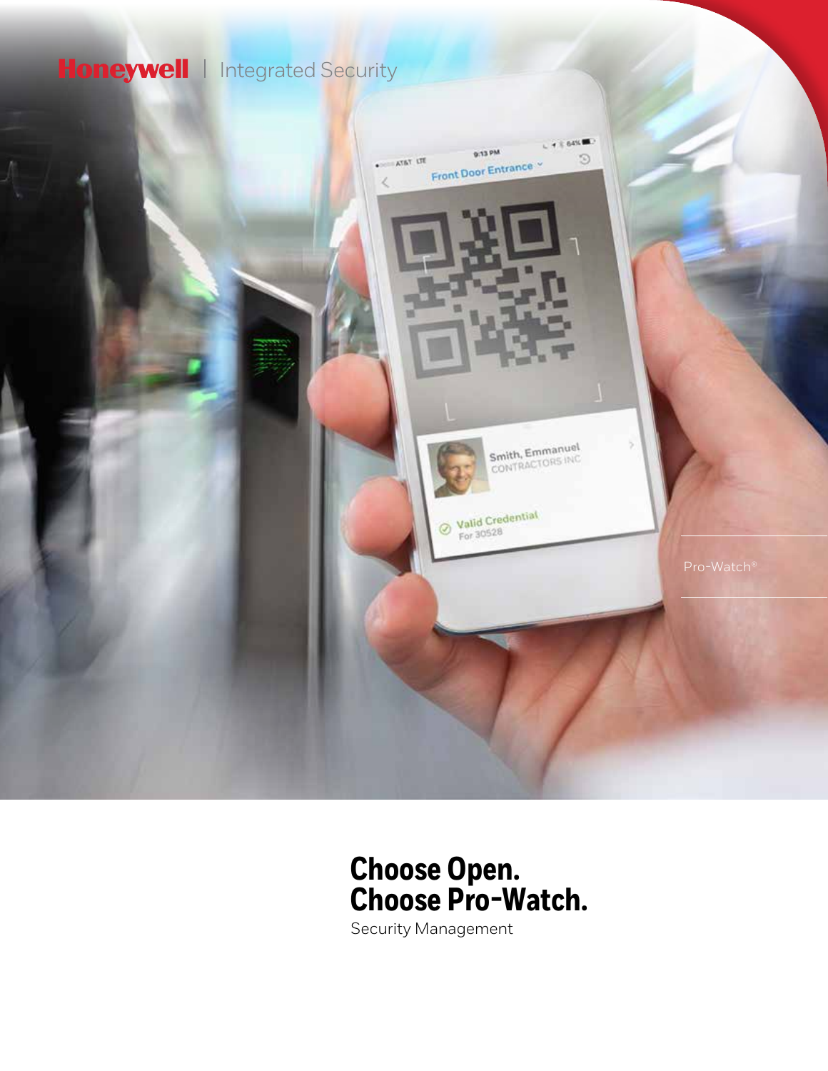Honeywell | Integrated Security

Pro-Watch®

# Choose Open.
# Choose Pro-Watch.

Security Management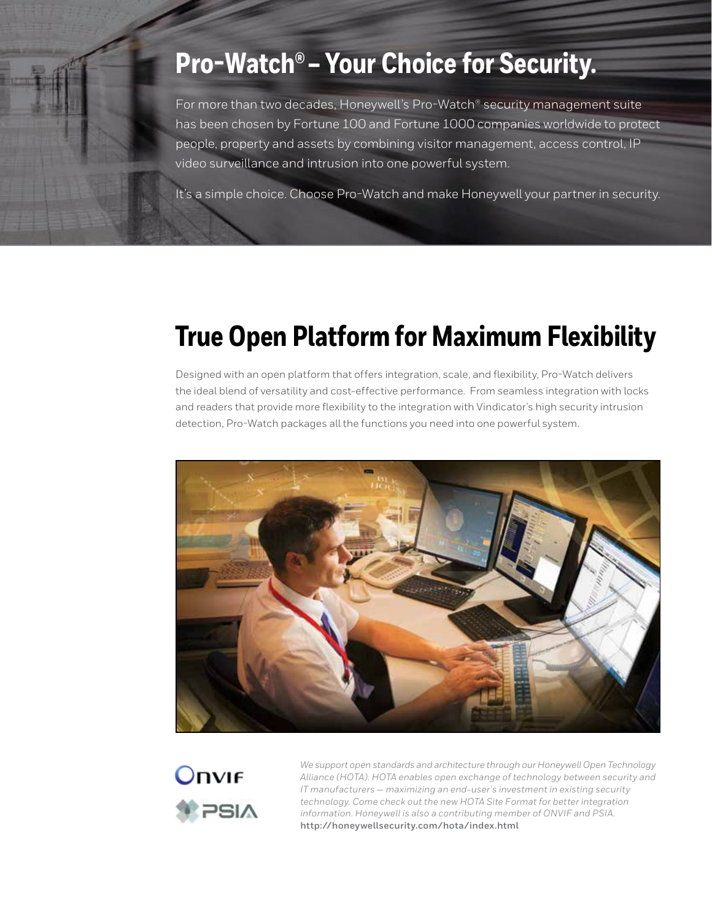# Pro-Watch® – Your Choice for Security.

For more than two decades, Honeywell's Pro-Watch® security management suite has been chosen by Fortune 100 and Fortune 1000 companies worldwide to protect people, property and assets by combining visitor management, access control, IP video surveillance and intrusion into one powerful system.

It's a simple choice. Choose Pro-Watch and make Honeywell your partner in security.

# True Open Platform for Maximum Flexibility

Designed with an open platform that offers integration, scale, and flexibility, Pro-Watch delivers the ideal blend of versatility and cost-effective performance. From seamless integration with locks and readers that provide more flexibility to the integration with Vindicator's high security intrusion detection, Pro-Watch packages all the functions you need into one powerful system.

*We support open standards and architecture through our Honeywell Open Technology Alliance (HOTA). HOTA enables open exchange of technology between security and IT manufacturers – maximizing an end-user's investment in existing security technology. Come check out the new HOTA Site Format for better integration information. Honeywell is also a contributing member of ONVIF and PSIA.*
**http://honeywellsecurity.com/hota/index.html**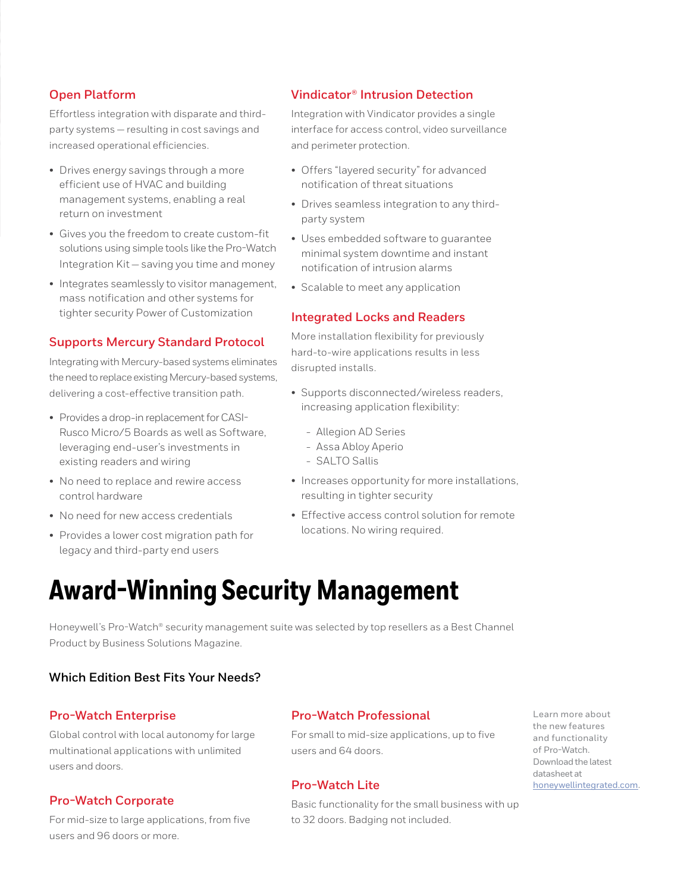### Open Platform

Effortless integration with disparate and third-party systems — resulting in cost savings and increased operational efficiencies.

- Drives energy savings through a more efficient use of HVAC and building management systems, enabling a real return on investment
- Gives you the freedom to create custom-fit solutions using simple tools like the Pro-Watch Integration Kit — saving you time and money
- Integrates seamlessly to visitor management, mass notification and other systems for tighter security Power of Customization

### Supports Mercury Standard Protocol

Integrating with Mercury-based systems eliminates the need to replace existing Mercury-based systems, delivering a cost-effective transition path.

- Provides a drop-in replacement for CASI-Rusco Micro/5 Boards as well as Software, leveraging end-user's investments in existing readers and wiring
- No need to replace and rewire access control hardware
- No need for new access credentials
- Provides a lower cost migration path for legacy and third-party end users

### Vindicator® Intrusion Detection

Integration with Vindicator provides a single interface for access control, video surveillance and perimeter protection.

- Offers "layered security" for advanced notification of threat situations
- Drives seamless integration to any third-party system
- Uses embedded software to guarantee minimal system downtime and instant notification of intrusion alarms
- Scalable to meet any application

### Integrated Locks and Readers

More installation flexibility for previously hard-to-wire applications results in less disrupted installs.

- Supports disconnected/wireless readers, increasing application flexibility:
  - Allegion AD Series
  - Assa Abloy Aperio
  - SALTO Sallis
- Increases opportunity for more installations, resulting in tighter security
- Effective access control solution for remote locations. No wiring required.

# Award-Winning Security Management

Honeywell's Pro-Watch® security management suite was selected by top resellers as a Best Channel Product by Business Solutions Magazine.

**Which Edition Best Fits Your Needs?**

### Pro-Watch Enterprise

Global control with local autonomy for large multinational applications with unlimited users and doors.

### Pro-Watch Corporate

For mid-size to large applications, from five users and 96 doors or more.

### Pro-Watch Professional

For small to mid-size applications, up to five users and 64 doors.

### Pro-Watch Lite

Basic functionality for the small business with up to 32 doors. Badging not included.

Learn more about the new features and functionality of Pro-Watch. Download the latest datasheet at honeywellintegrated.com.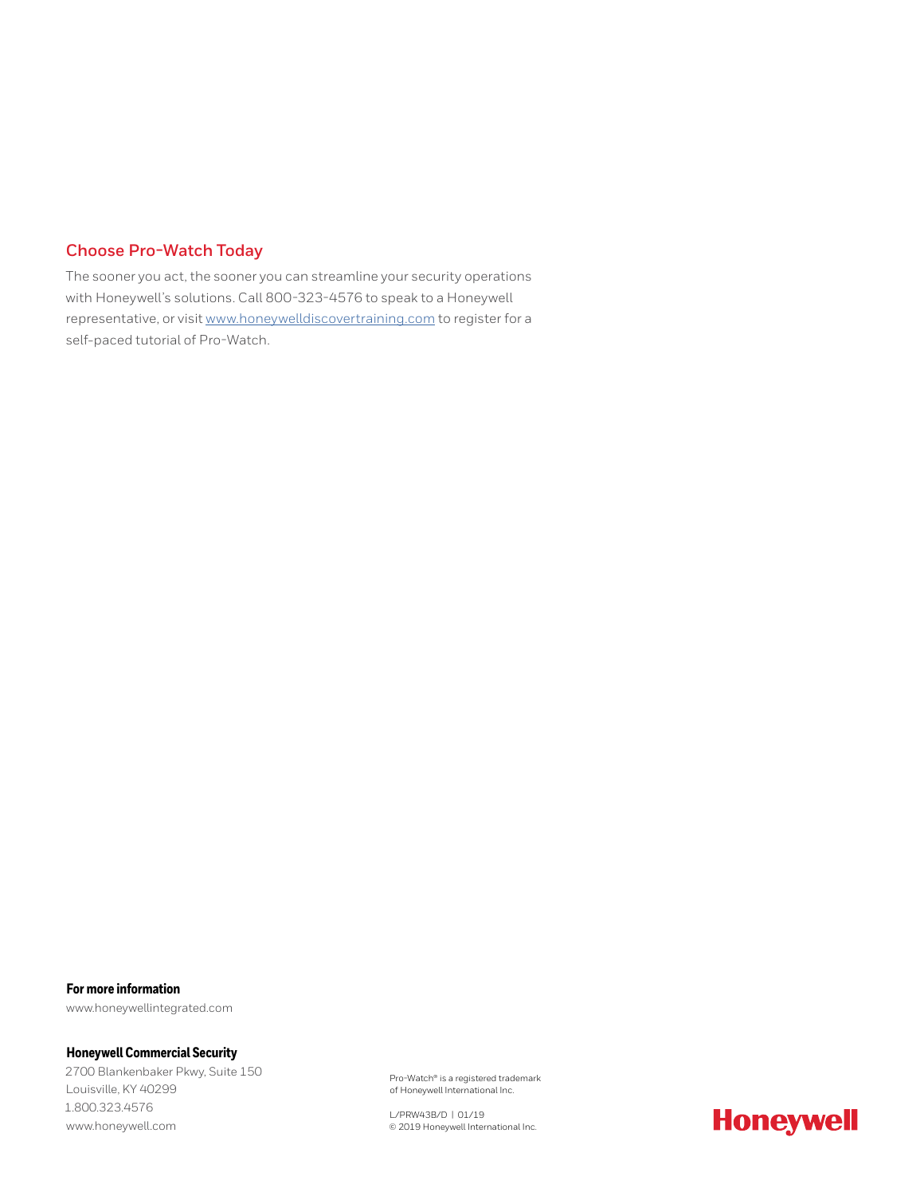## Choose Pro-Watch Today

The sooner you act, the sooner you can streamline your security operations with Honeywell's solutions. Call 800-323-4576 to speak to a Honeywell representative, or visit [www.honeywelldiscovertraining.com](http://www.honeywelldiscovertraining.com) to register for a self-paced tutorial of Pro-Watch.

**For more information**

www.honeywellintegrated.com

**Honeywell Commercial Security**

2700 Blankenbaker Pkwy, Suite 150
Louisville, KY 40299
1.800.323.4576
www.honeywell.com

Pro-Watch® is a registered trademark of Honeywell International Inc.

L/PRW43B/D | 01/19
© 2019 Honeywell International Inc.

**Honeywell**